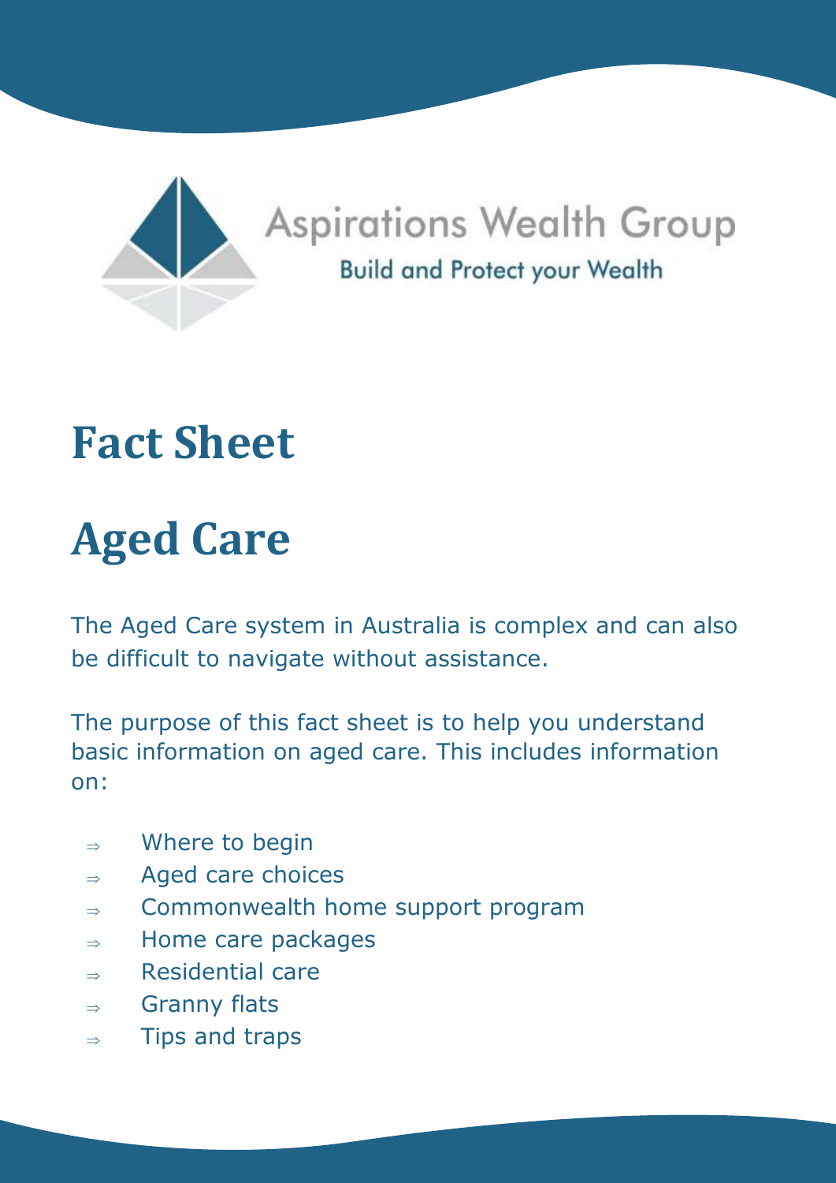Aspirations Wealth Group

Build and Protect your Wealth

# Fact Sheet

# Aged Care

The Aged Care system in Australia is complex and can also be difficult to navigate without assistance.

The purpose of this fact sheet is to help you understand basic information on aged care. This includes information on:

- ⇒ Where to begin
- ⇒ Aged care choices
- ⇒ Commonwealth home support program
- ⇒ Home care packages
- ⇒ Residential care
- ⇒ Granny flats
- ⇒ Tips and traps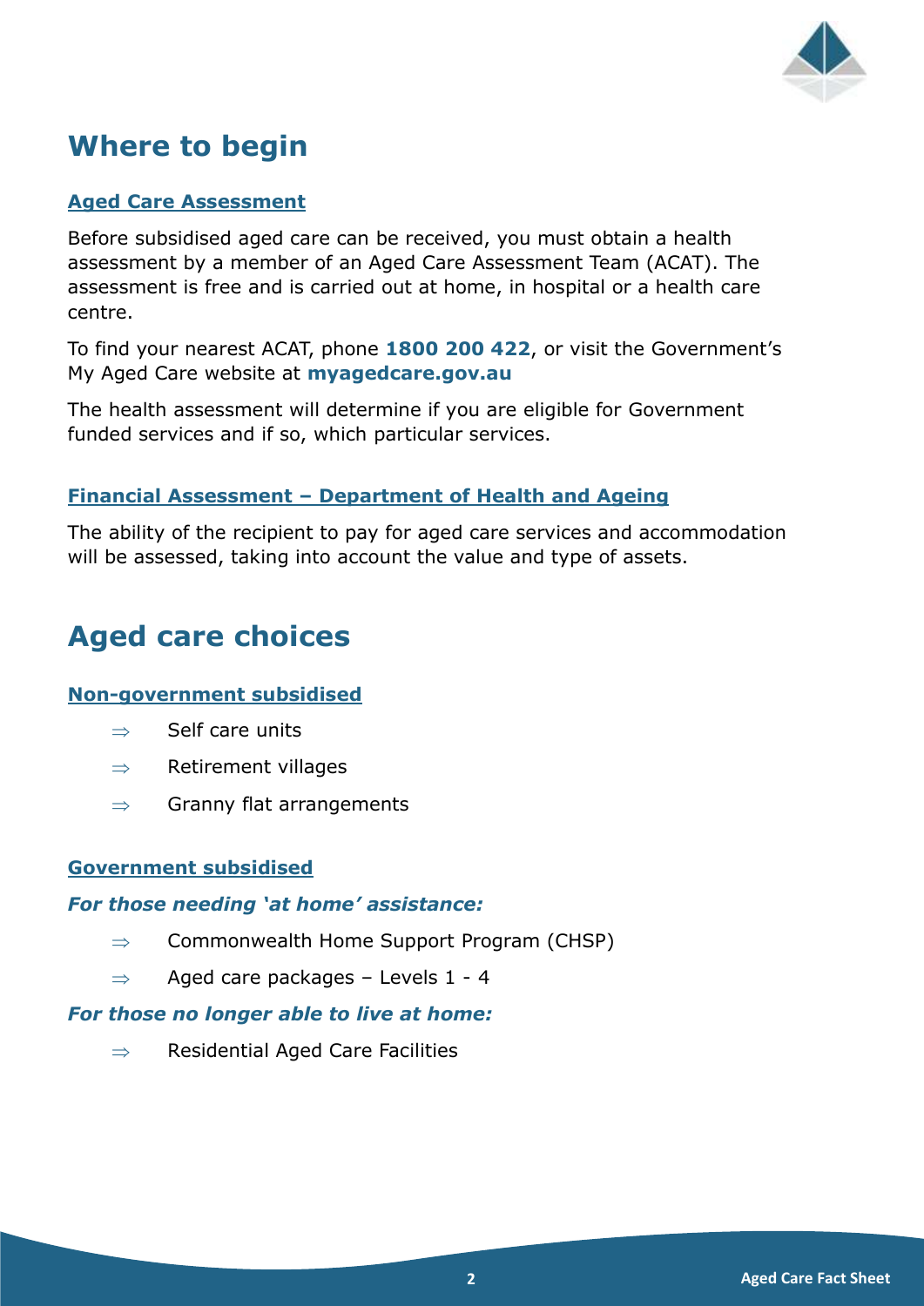# Where to begin

### Aged Care Assessment

Before subsidised aged care can be received, you must obtain a health assessment by a member of an Aged Care Assessment Team (ACAT). The assessment is free and is carried out at home, in hospital or a health care centre.

To find your nearest ACAT, phone **1800 200 422**, or visit the Government's My Aged Care website at **myagedcare.gov.au**

The health assessment will determine if you are eligible for Government funded services and if so, which particular services.

### Financial Assessment – Department of Health and Ageing

The ability of the recipient to pay for aged care services and accommodation will be assessed, taking into account the value and type of assets.

# Aged care choices

### Non-government subsidised

- ⇒ Self care units
- ⇒ Retirement villages
- ⇒ Granny flat arrangements

### Government subsidised

***For those needing 'at home' assistance:***

- ⇒ Commonwealth Home Support Program (CHSP)
- ⇒ Aged care packages – Levels 1 - 4

***For those no longer able to live at home:***

- ⇒ Residential Aged Care Facilities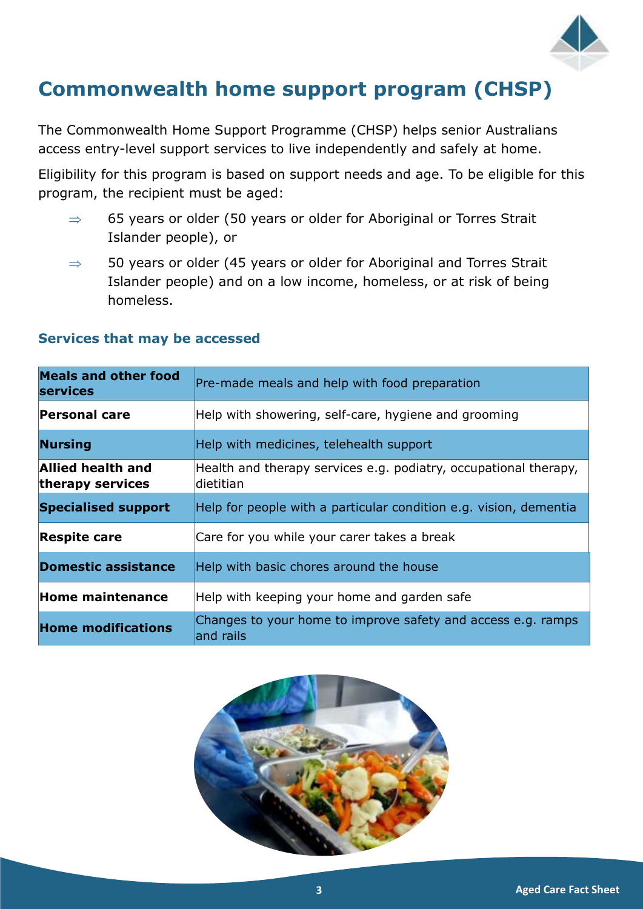# Commonwealth home support program (CHSP)

The Commonwealth Home Support Programme (CHSP) helps senior Australians access entry-level support services to live independently and safely at home.

Eligibility for this program is based on support needs and age. To be eligible for this program, the recipient must be aged:

- 65 years or older (50 years or older for Aboriginal or Torres Strait Islander people), or
- 50 years or older (45 years or older for Aboriginal and Torres Strait Islander people) and on a low income, homeless, or at risk of being homeless.

### Services that may be accessed

| Service | Description |
|---|---|
| **Meals and other food services** | Pre-made meals and help with food preparation |
| **Personal care** | Help with showering, self-care, hygiene and grooming |
| **Nursing** | Help with medicines, telehealth support |
| **Allied health and therapy services** | Health and therapy services e.g. podiatry, occupational therapy, dietitian |
| **Specialised support** | Help for people with a particular condition e.g. vision, dementia |
| **Respite care** | Care for you while your carer takes a break |
| **Domestic assistance** | Help with basic chores around the house |
| **Home maintenance** | Help with keeping your home and garden safe |
| **Home modifications** | Changes to your home to improve safety and access e.g. ramps and rails |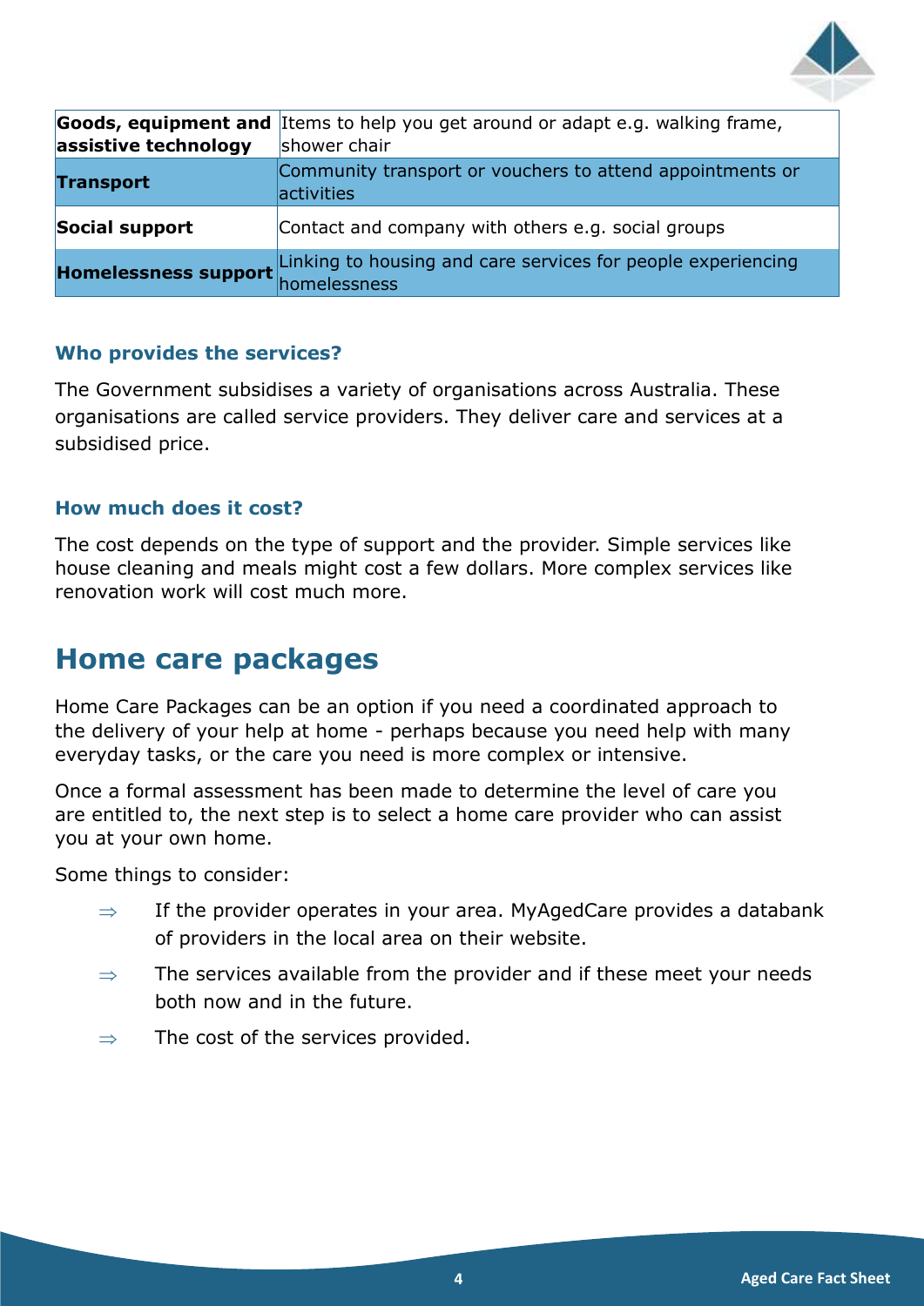| | |
|---|---|
| **Goods, equipment and assistive technology** | Items to help you get around or adapt e.g. walking frame, shower chair |
| **Transport** | Community transport or vouchers to attend appointments or activities |
| **Social support** | Contact and company with others e.g. social groups |
| **Homelessness support** | Linking to housing and care services for people experiencing homelessness |

### Who provides the services?

The Government subsidises a variety of organisations across Australia. These organisations are called service providers. They deliver care and services at a subsidised price.

### How much does it cost?

The cost depends on the type of support and the provider. Simple services like house cleaning and meals might cost a few dollars. More complex services like renovation work will cost much more.

## Home care packages

Home Care Packages can be an option if you need a coordinated approach to the delivery of your help at home - perhaps because you need help with many everyday tasks, or the care you need is more complex or intensive.

Once a formal assessment has been made to determine the level of care you are entitled to, the next step is to select a home care provider who can assist you at your own home.

Some things to consider:

- ⇒ If the provider operates in your area. MyAgedCare provides a databank of providers in the local area on their website.
- ⇒ The services available from the provider and if these meet your needs both now and in the future.
- ⇒ The cost of the services provided.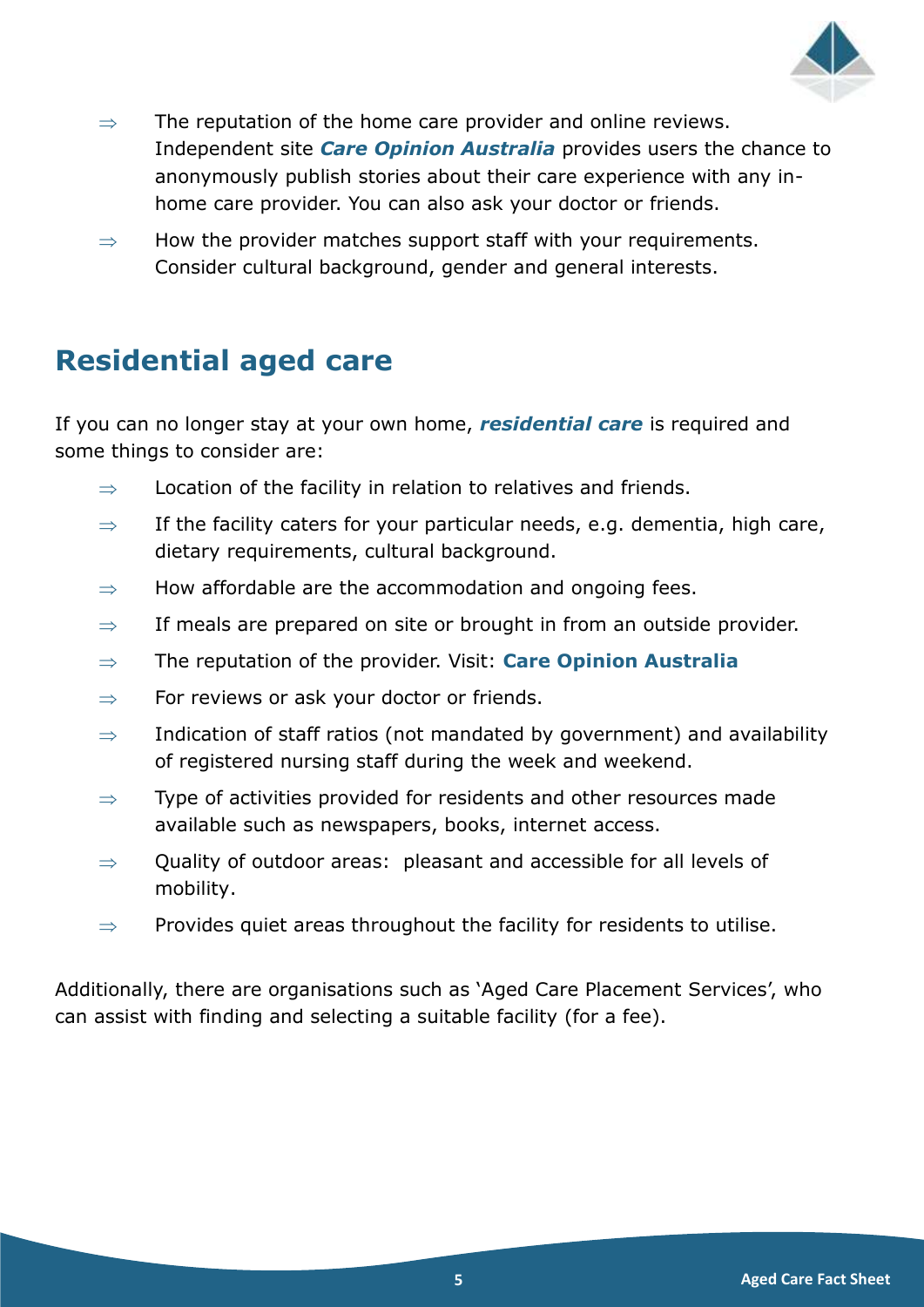- ⇒ The reputation of the home care provider and online reviews. Independent site ***Care Opinion Australia*** provides users the chance to anonymously publish stories about their care experience with any in-home care provider. You can also ask your doctor or friends.
- ⇒ How the provider matches support staff with your requirements. Consider cultural background, gender and general interests.

## Residential aged care

If you can no longer stay at your own home, ***residential care*** is required and some things to consider are:

- ⇒ Location of the facility in relation to relatives and friends.
- ⇒ If the facility caters for your particular needs, e.g. dementia, high care, dietary requirements, cultural background.
- ⇒ How affordable are the accommodation and ongoing fees.
- ⇒ If meals are prepared on site or brought in from an outside provider.
- ⇒ The reputation of the provider. Visit: **Care Opinion Australia**
- ⇒ For reviews or ask your doctor or friends.
- ⇒ Indication of staff ratios (not mandated by government) and availability of registered nursing staff during the week and weekend.
- ⇒ Type of activities provided for residents and other resources made available such as newspapers, books, internet access.
- ⇒ Quality of outdoor areas: pleasant and accessible for all levels of mobility.
- ⇒ Provides quiet areas throughout the facility for residents to utilise.

Additionally, there are organisations such as 'Aged Care Placement Services', who can assist with finding and selecting a suitable facility (for a fee).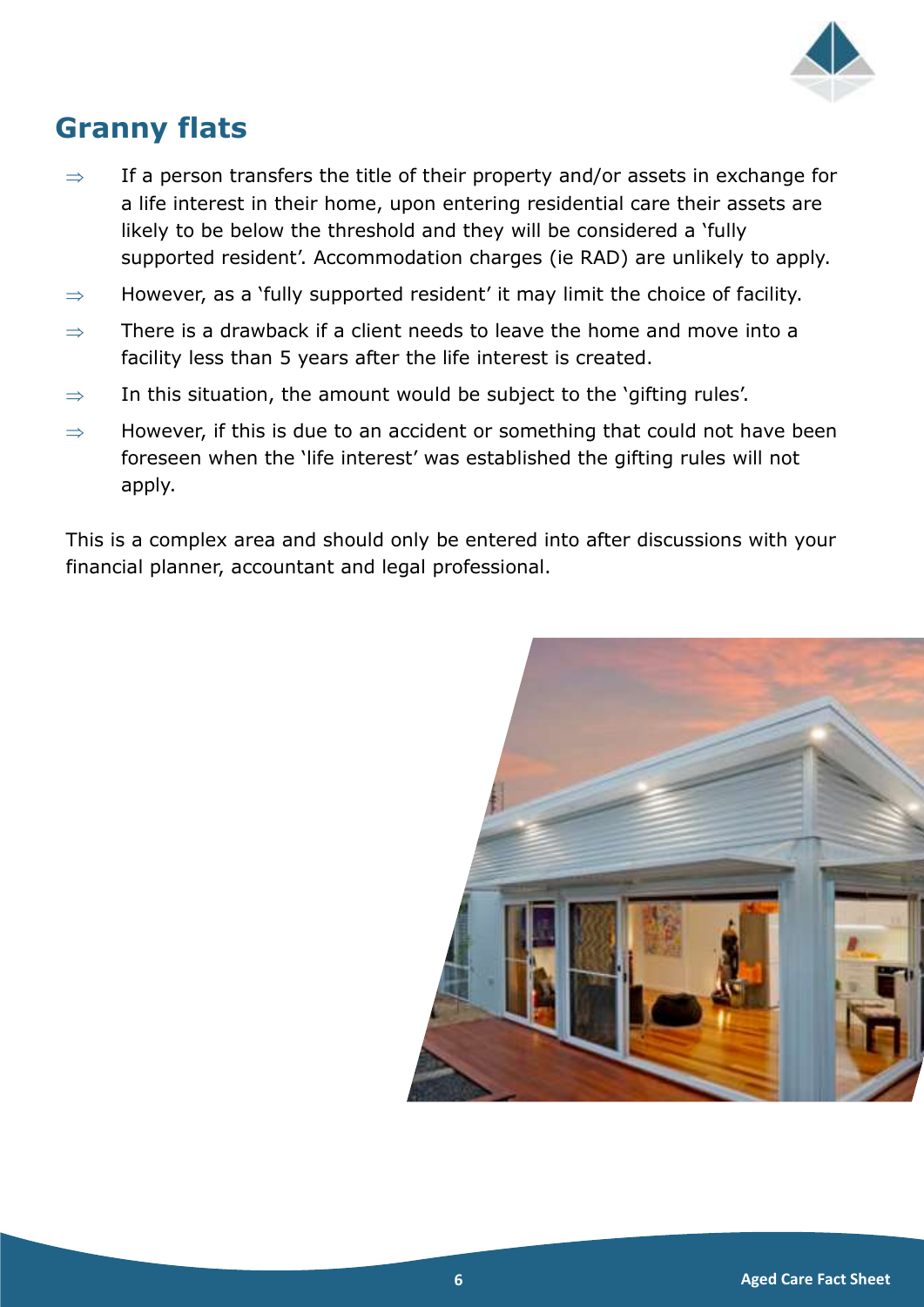## Granny flats

- ⇒ If a person transfers the title of their property and/or assets in exchange for a life interest in their home, upon entering residential care their assets are likely to be below the threshold and they will be considered a 'fully supported resident'. Accommodation charges (ie RAD) are unlikely to apply.
- ⇒ However, as a 'fully supported resident' it may limit the choice of facility.
- ⇒ There is a drawback if a client needs to leave the home and move into a facility less than 5 years after the life interest is created.
- ⇒ In this situation, the amount would be subject to the 'gifting rules'.
- ⇒ However, if this is due to an accident or something that could not have been foreseen when the 'life interest' was established the gifting rules will not apply.

This is a complex area and should only be entered into after discussions with your financial planner, accountant and legal professional.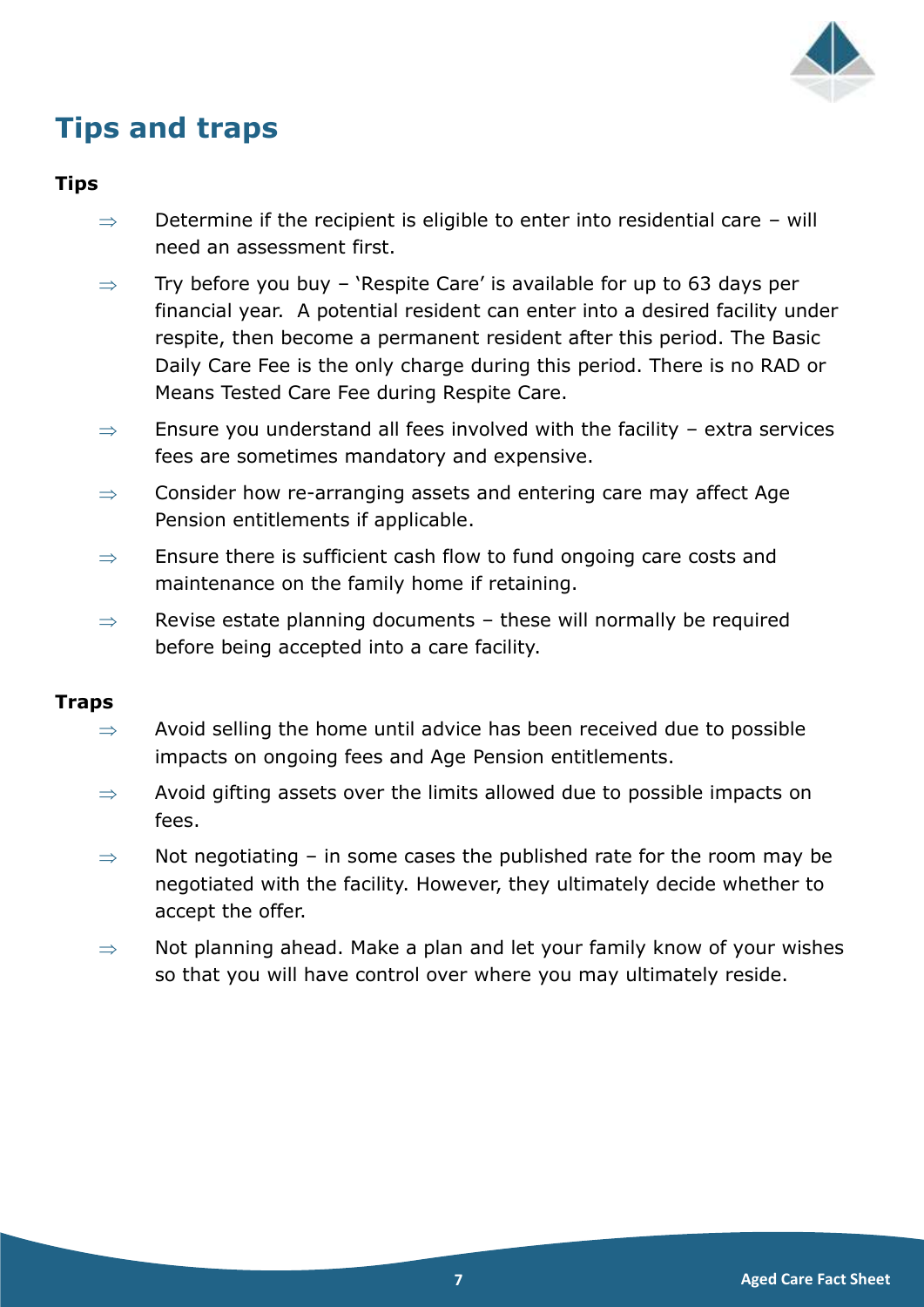# Tips and traps

### Tips

- ⇒ Determine if the recipient is eligible to enter into residential care – will need an assessment first.
- ⇒ Try before you buy – 'Respite Care' is available for up to 63 days per financial year. A potential resident can enter into a desired facility under respite, then become a permanent resident after this period. The Basic Daily Care Fee is the only charge during this period. There is no RAD or Means Tested Care Fee during Respite Care.
- ⇒ Ensure you understand all fees involved with the facility – extra services fees are sometimes mandatory and expensive.
- ⇒ Consider how re-arranging assets and entering care may affect Age Pension entitlements if applicable.
- ⇒ Ensure there is sufficient cash flow to fund ongoing care costs and maintenance on the family home if retaining.
- ⇒ Revise estate planning documents – these will normally be required before being accepted into a care facility.

### Traps

- ⇒ Avoid selling the home until advice has been received due to possible impacts on ongoing fees and Age Pension entitlements.
- ⇒ Avoid gifting assets over the limits allowed due to possible impacts on fees.
- ⇒ Not negotiating – in some cases the published rate for the room may be negotiated with the facility. However, they ultimately decide whether to accept the offer.
- ⇒ Not planning ahead. Make a plan and let your family know of your wishes so that you will have control over where you may ultimately reside.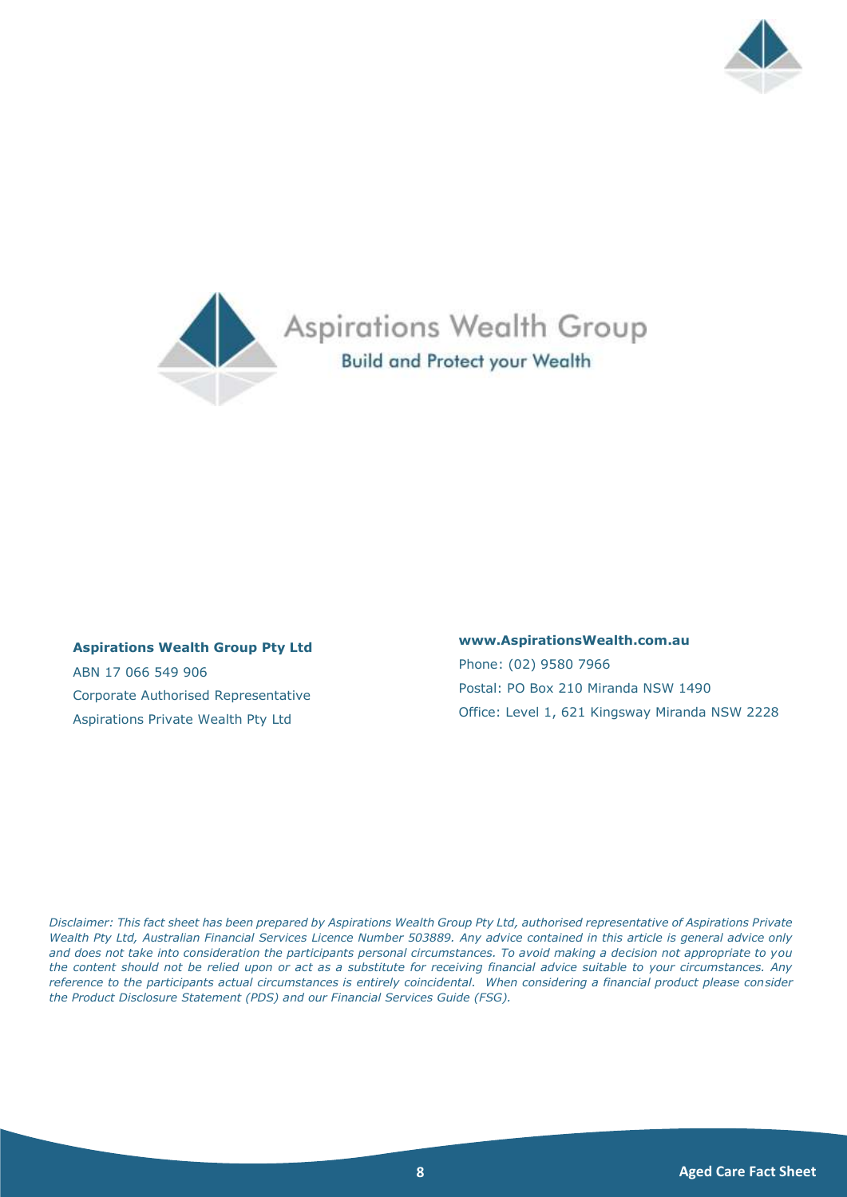Aspirations Wealth Group

Build and Protect your Wealth

**Aspirations Wealth Group Pty Ltd**

ABN 17 066 549 906

Corporate Authorised Representative

Aspirations Private Wealth Pty Ltd

**www.AspirationsWealth.com.au**

Phone: (02) 9580 7966

Postal: PO Box 210 Miranda NSW 1490

Office: Level 1, 621 Kingsway Miranda NSW 2228

*Disclaimer: This fact sheet has been prepared by Aspirations Wealth Group Pty Ltd, authorised representative of Aspirations Private Wealth Pty Ltd, Australian Financial Services Licence Number 503889. Any advice contained in this article is general advice only and does not take into consideration the participants personal circumstances. To avoid making a decision not appropriate to you the content should not be relied upon or act as a substitute for receiving financial advice suitable to your circumstances. Any reference to the participants actual circumstances is entirely coincidental. When considering a financial product please consider the Product Disclosure Statement (PDS) and our Financial Services Guide (FSG).*